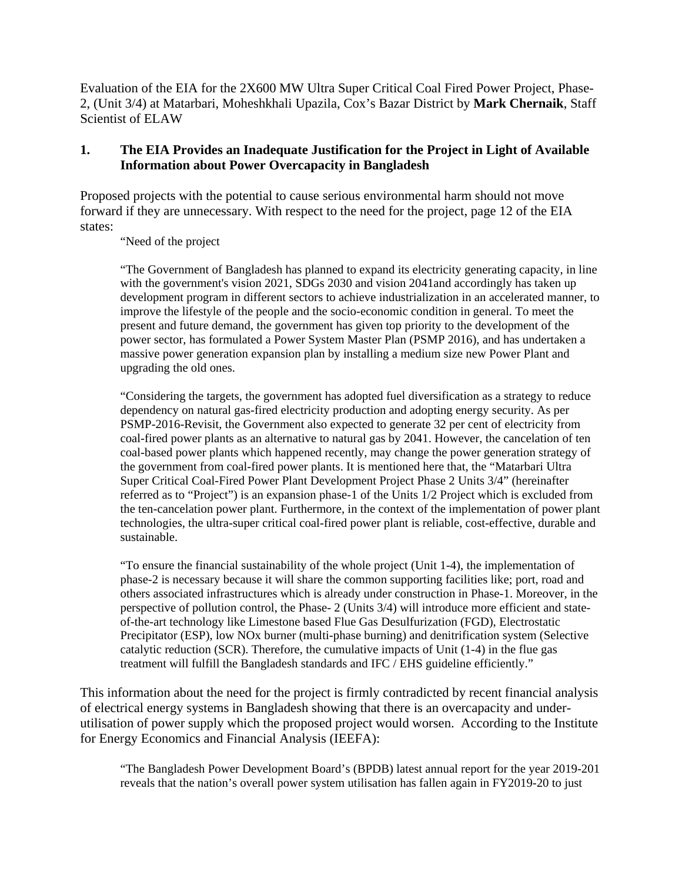Evaluation of the EIA for the 2X600 MW Ultra Super Critical Coal Fired Power Project, Phase-2, (Unit 3/4) at Matarbari, Moheshkhali Upazila, Cox's Bazar District by **Mark Chernaik**, Staff Scientist of ELAW

## 1. The EIA Provides an Inadequate Justification for the Project in Light of Available Information about Power Overcapacity in Bangladesh

Proposed projects with the potential to cause serious environmental harm should not move forward if they are unnecessary. With respect to the need for the project, page 12 of the EIA states:

> "Need of the project
>
> "The Government of Bangladesh has planned to expand its electricity generating capacity, in line with the government's vision 2021, SDGs 2030 and vision 2041and accordingly has taken up development program in different sectors to achieve industrialization in an accelerated manner, to improve the lifestyle of the people and the socio-economic condition in general. To meet the present and future demand, the government has given top priority to the development of the power sector, has formulated a Power System Master Plan (PSMP 2016), and has undertaken a massive power generation expansion plan by installing a medium size new Power Plant and upgrading the old ones.
>
> "Considering the targets, the government has adopted fuel diversification as a strategy to reduce dependency on natural gas-fired electricity production and adopting energy security. As per PSMP-2016-Revisit, the Government also expected to generate 32 per cent of electricity from coal-fired power plants as an alternative to natural gas by 2041. However, the cancelation of ten coal-based power plants which happened recently, may change the power generation strategy of the government from coal-fired power plants. It is mentioned here that, the "Matarbari Ultra Super Critical Coal-Fired Power Plant Development Project Phase 2 Units 3/4" (hereinafter referred as to "Project") is an expansion phase-1 of the Units 1/2 Project which is excluded from the ten-cancelation power plant. Furthermore, in the context of the implementation of power plant technologies, the ultra-super critical coal-fired power plant is reliable, cost-effective, durable and sustainable.
>
> "To ensure the financial sustainability of the whole project (Unit 1-4), the implementation of phase-2 is necessary because it will share the common supporting facilities like; port, road and others associated infrastructures which is already under construction in Phase-1. Moreover, in the perspective of pollution control, the Phase- 2 (Units 3/4) will introduce more efficient and state-of-the-art technology like Limestone based Flue Gas Desulfurization (FGD), Electrostatic Precipitator (ESP), low NOx burner (multi-phase burning) and denitrification system (Selective catalytic reduction (SCR). Therefore, the cumulative impacts of Unit (1-4) in the flue gas treatment will fulfill the Bangladesh standards and IFC / EHS guideline efficiently."

This information about the need for the project is firmly contradicted by recent financial analysis of electrical energy systems in Bangladesh showing that there is an overcapacity and under-utilisation of power supply which the proposed project would worsen. According to the Institute for Energy Economics and Financial Analysis (IEEFA):

> "The Bangladesh Power Development Board's (BPDB) latest annual report for the year 2019-201 reveals that the nation's overall power system utilisation has fallen again in FY2019-20 to just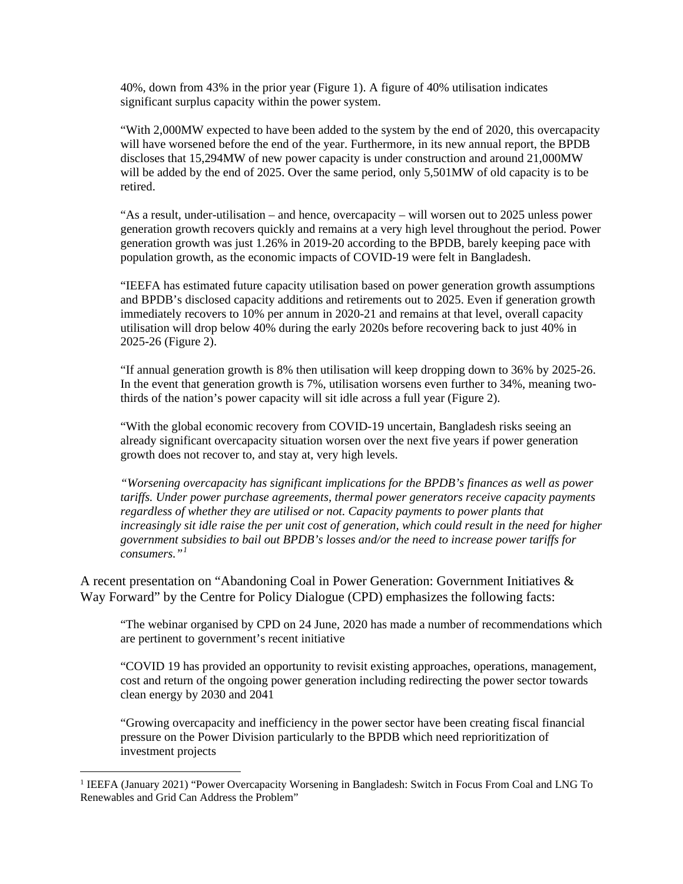40%, down from 43% in the prior year (Figure 1). A figure of 40% utilisation indicates significant surplus capacity within the power system.

"With 2,000MW expected to have been added to the system by the end of 2020, this overcapacity will have worsened before the end of the year. Furthermore, in its new annual report, the BPDB discloses that 15,294MW of new power capacity is under construction and around 21,000MW will be added by the end of 2025. Over the same period, only 5,501MW of old capacity is to be retired.

"As a result, under-utilisation – and hence, overcapacity – will worsen out to 2025 unless power generation growth recovers quickly and remains at a very high level throughout the period. Power generation growth was just 1.26% in 2019-20 according to the BPDB, barely keeping pace with population growth, as the economic impacts of COVID-19 were felt in Bangladesh.

"IEEFA has estimated future capacity utilisation based on power generation growth assumptions and BPDB's disclosed capacity additions and retirements out to 2025. Even if generation growth immediately recovers to 10% per annum in 2020-21 and remains at that level, overall capacity utilisation will drop below 40% during the early 2020s before recovering back to just 40% in 2025-26 (Figure 2).

"If annual generation growth is 8% then utilisation will keep dropping down to 36% by 2025-26. In the event that generation growth is 7%, utilisation worsens even further to 34%, meaning two-thirds of the nation's power capacity will sit idle across a full year (Figure 2).

"With the global economic recovery from COVID-19 uncertain, Bangladesh risks seeing an already significant overcapacity situation worsen over the next five years if power generation growth does not recover to, and stay at, very high levels.

*"Worsening overcapacity has significant implications for the BPDB's finances as well as power tariffs. Under power purchase agreements, thermal power generators receive capacity payments regardless of whether they are utilised or not. Capacity payments to power plants that increasingly sit idle raise the per unit cost of generation, which could result in the need for higher government subsidies to bail out BPDB's losses and/or the need to increase power tariffs for consumers."*[1]

A recent presentation on "Abandoning Coal in Power Generation: Government Initiatives & Way Forward" by the Centre for Policy Dialogue (CPD) emphasizes the following facts:

"The webinar organised by CPD on 24 June, 2020 has made a number of recommendations which are pertinent to government's recent initiative

"COVID 19 has provided an opportunity to revisit existing approaches, operations, management, cost and return of the ongoing power generation including redirecting the power sector towards clean energy by 2030 and 2041

"Growing overcapacity and inefficiency in the power sector have been creating fiscal financial pressure on the Power Division particularly to the BPDB which need reprioritization of investment projects

[1] IEEFA (January 2021) "Power Overcapacity Worsening in Bangladesh: Switch in Focus From Coal and LNG To Renewables and Grid Can Address the Problem"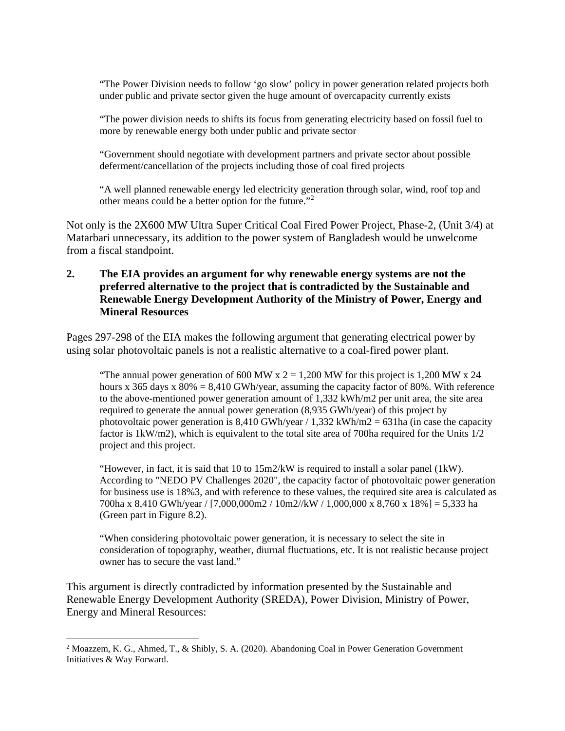> "The Power Division needs to follow 'go slow' policy in power generation related projects both under public and private sector given the huge amount of overcapacity currently exists
>
> "The power division needs to shifts its focus from generating electricity based on fossil fuel to more by renewable energy both under public and private sector
>
> "Government should negotiate with development partners and private sector about possible deferment/cancellation of the projects including those of coal fired projects
>
> "A well planned renewable energy led electricity generation through solar, wind, roof top and other means could be a better option for the future."[2]

Not only is the 2X600 MW Ultra Super Critical Coal Fired Power Project, Phase-2, (Unit 3/4) at Matarbari unnecessary, its addition to the power system of Bangladesh would be unwelcome from a fiscal standpoint.

## 2. The EIA provides an argument for why renewable energy systems are not the preferred alternative to the project that is contradicted by the Sustainable and Renewable Energy Development Authority of the Ministry of Power, Energy and Mineral Resources

Pages 297-298 of the EIA makes the following argument that generating electrical power by using solar photovoltaic panels is not a realistic alternative to a coal-fired power plant.

> "The annual power generation of 600 MW x 2 = 1,200 MW for this project is 1,200 MW x 24 hours x 365 days x 80% = 8,410 GWh/year, assuming the capacity factor of 80%. With reference to the above-mentioned power generation amount of 1,332 kWh/m2 per unit area, the site area required to generate the annual power generation (8,935 GWh/year) of this project by photovoltaic power generation is 8,410 GWh/year / 1,332 kWh/m2 = 631ha (in case the capacity factor is 1kW/m2), which is equivalent to the total site area of 700ha required for the Units 1/2 project and this project.
>
> "However, in fact, it is said that 10 to 15m2/kW is required to install a solar panel (1kW). According to "NEDO PV Challenges 2020", the capacity factor of photovoltaic power generation for business use is 18%3, and with reference to these values, the required site area is calculated as 700ha x 8,410 GWh/year / [7,000,000m2 / 10m2//kW / 1,000,000 x 8,760 x 18%] = 5,333 ha (Green part in Figure 8.2).
>
> "When considering photovoltaic power generation, it is necessary to select the site in consideration of topography, weather, diurnal fluctuations, etc. It is not realistic because project owner has to secure the vast land."

This argument is directly contradicted by information presented by the Sustainable and Renewable Energy Development Authority (SREDA), Power Division, Ministry of Power, Energy and Mineral Resources:

---

[2] Moazzem, K. G., Ahmed, T., & Shibly, S. A. (2020). Abandoning Coal in Power Generation Government Initiatives & Way Forward.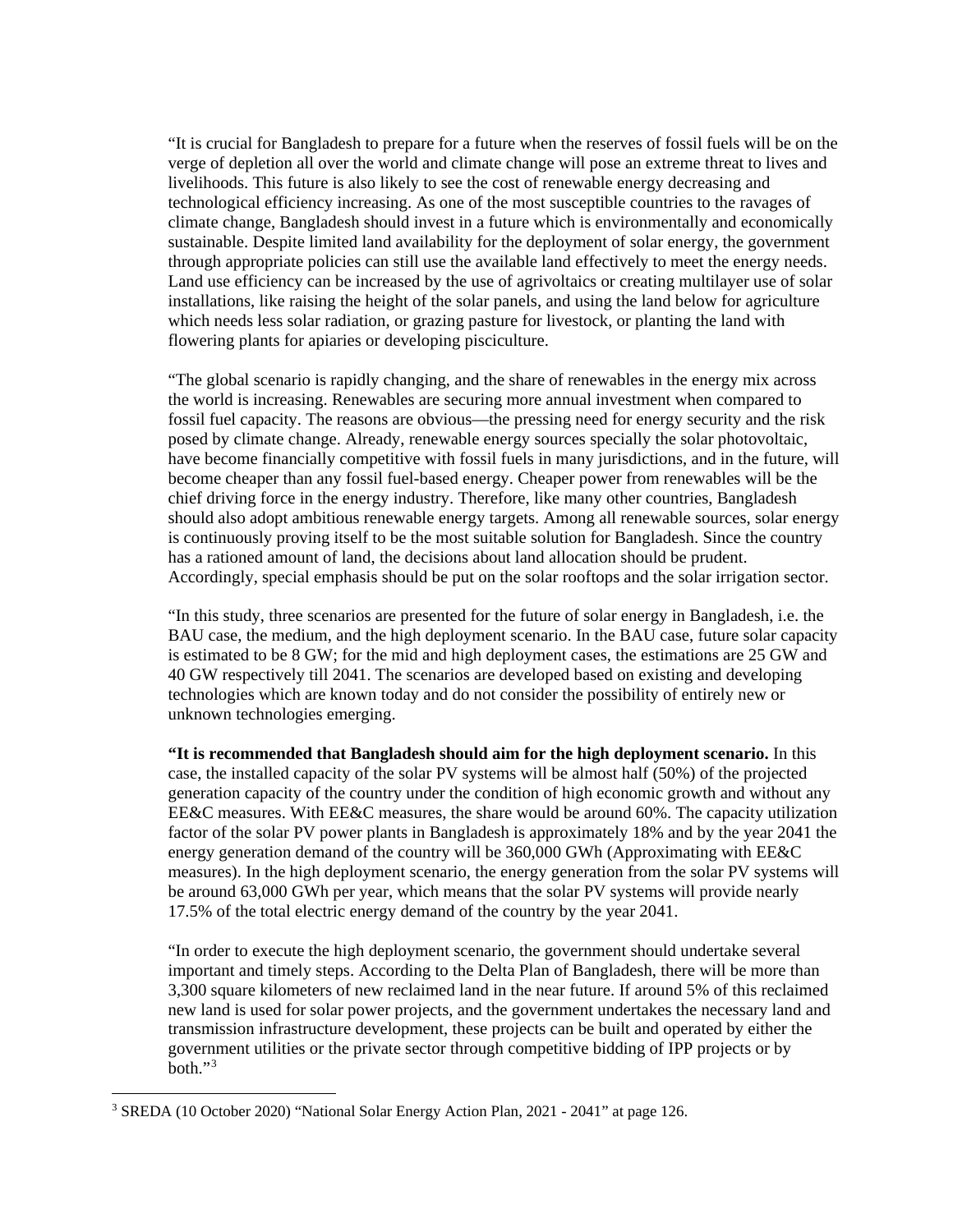"It is crucial for Bangladesh to prepare for a future when the reserves of fossil fuels will be on the verge of depletion all over the world and climate change will pose an extreme threat to lives and livelihoods. This future is also likely to see the cost of renewable energy decreasing and technological efficiency increasing. As one of the most susceptible countries to the ravages of climate change, Bangladesh should invest in a future which is environmentally and economically sustainable. Despite limited land availability for the deployment of solar energy, the government through appropriate policies can still use the available land effectively to meet the energy needs. Land use efficiency can be increased by the use of agrivoltaics or creating multilayer use of solar installations, like raising the height of the solar panels, and using the land below for agriculture which needs less solar radiation, or grazing pasture for livestock, or planting the land with flowering plants for apiaries or developing pisciculture.

"The global scenario is rapidly changing, and the share of renewables in the energy mix across the world is increasing. Renewables are securing more annual investment when compared to fossil fuel capacity. The reasons are obvious—the pressing need for energy security and the risk posed by climate change. Already, renewable energy sources specially the solar photovoltaic, have become financially competitive with fossil fuels in many jurisdictions, and in the future, will become cheaper than any fossil fuel-based energy. Cheaper power from renewables will be the chief driving force in the energy industry. Therefore, like many other countries, Bangladesh should also adopt ambitious renewable energy targets. Among all renewable sources, solar energy is continuously proving itself to be the most suitable solution for Bangladesh. Since the country has a rationed amount of land, the decisions about land allocation should be prudent. Accordingly, special emphasis should be put on the solar rooftops and the solar irrigation sector.

"In this study, three scenarios are presented for the future of solar energy in Bangladesh, i.e. the BAU case, the medium, and the high deployment scenario. In the BAU case, future solar capacity is estimated to be 8 GW; for the mid and high deployment cases, the estimations are 25 GW and 40 GW respectively till 2041. The scenarios are developed based on existing and developing technologies which are known today and do not consider the possibility of entirely new or unknown technologies emerging.

**"It is recommended that Bangladesh should aim for the high deployment scenario.** In this case, the installed capacity of the solar PV systems will be almost half (50%) of the projected generation capacity of the country under the condition of high economic growth and without any EE&C measures. With EE&C measures, the share would be around 60%. The capacity utilization factor of the solar PV power plants in Bangladesh is approximately 18% and by the year 2041 the energy generation demand of the country will be 360,000 GWh (Approximating with EE&C measures). In the high deployment scenario, the energy generation from the solar PV systems will be around 63,000 GWh per year, which means that the solar PV systems will provide nearly 17.5% of the total electric energy demand of the country by the year 2041.

"In order to execute the high deployment scenario, the government should undertake several important and timely steps. According to the Delta Plan of Bangladesh, there will be more than 3,300 square kilometers of new reclaimed land in the near future. If around 5% of this reclaimed new land is used for solar power projects, and the government undertakes the necessary land and transmission infrastructure development, these projects can be built and operated by either the government utilities or the private sector through competitive bidding of IPP projects or by both."[3]

[3] SREDA (10 October 2020) "National Solar Energy Action Plan, 2021 - 2041" at page 126.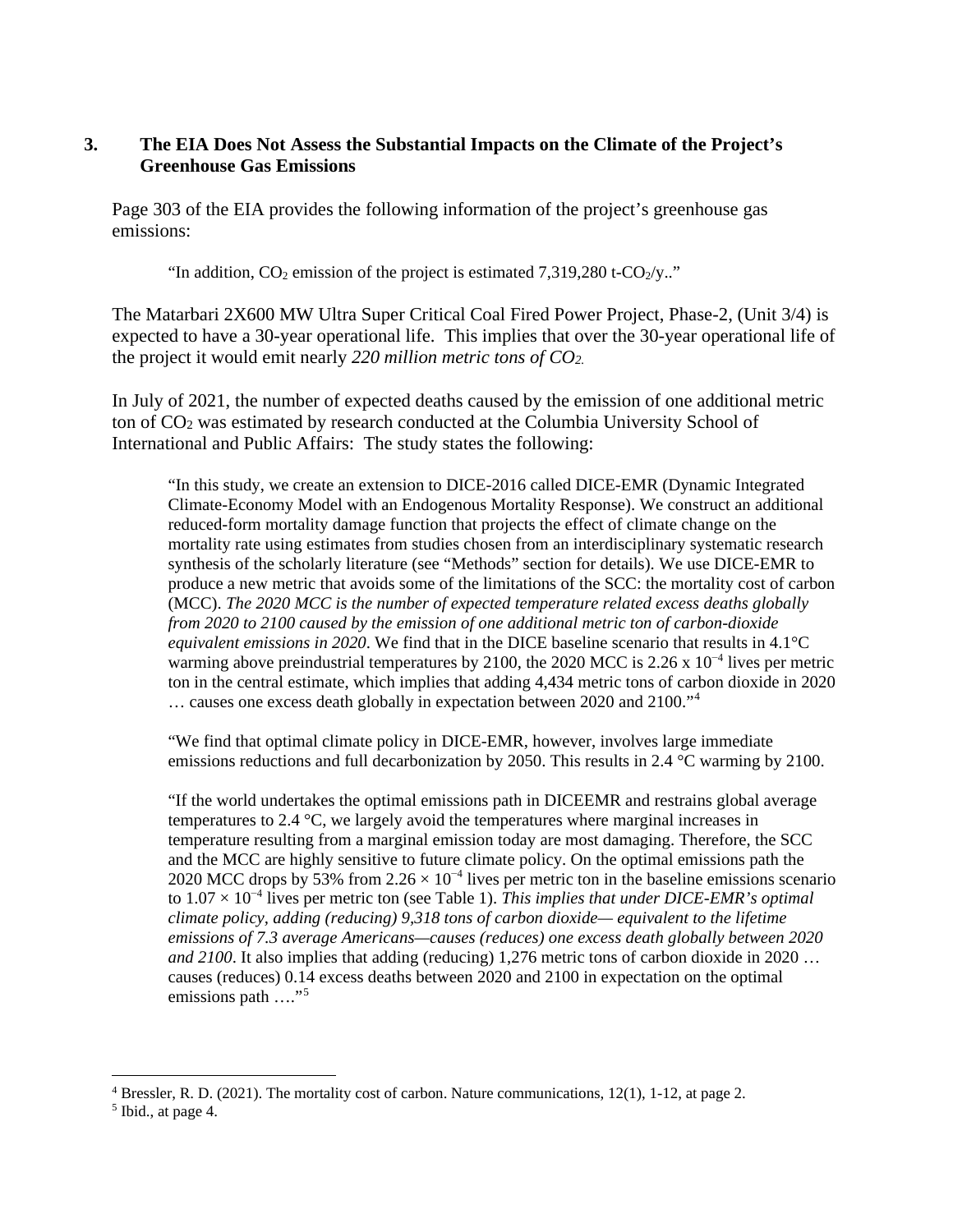## 3. The EIA Does Not Assess the Substantial Impacts on the Climate of the Project's Greenhouse Gas Emissions

Page 303 of the EIA provides the following information of the project's greenhouse gas emissions:

> "In addition, $CO_2$ emission of the project is estimated 7,319,280 t-$CO_2$/y.."

The Matarbari 2X600 MW Ultra Super Critical Coal Fired Power Project, Phase-2, (Unit 3/4) is expected to have a 30-year operational life. This implies that over the 30-year operational life of the project it would emit nearly *220 million metric tons of $CO_2$.*

In July of 2021, the number of expected deaths caused by the emission of one additional metric ton of $CO_2$ was estimated by research conducted at the Columbia University School of International and Public Affairs: The study states the following:

> "In this study, we create an extension to DICE-2016 called DICE-EMR (Dynamic Integrated Climate-Economy Model with an Endogenous Mortality Response). We construct an additional reduced-form mortality damage function that projects the effect of climate change on the mortality rate using estimates from studies chosen from an interdisciplinary systematic research synthesis of the scholarly literature (see "Methods" section for details). We use DICE-EMR to produce a new metric that avoids some of the limitations of the SCC: the mortality cost of carbon (MCC). *The 2020 MCC is the number of expected temperature related excess deaths globally from 2020 to 2100 caused by the emission of one additional metric ton of carbon-dioxide equivalent emissions in 2020*. We find that in the DICE baseline scenario that results in 4.1°C warming above preindustrial temperatures by 2100, the 2020 MCC is $2.26 \times 10^{-4}$ lives per metric ton in the central estimate, which implies that adding 4,434 metric tons of carbon dioxide in 2020 … causes one excess death globally in expectation between 2020 and 2100."[4]
>
> "We find that optimal climate policy in DICE-EMR, however, involves large immediate emissions reductions and full decarbonization by 2050. This results in 2.4 °C warming by 2100.
>
> "If the world undertakes the optimal emissions path in DICEEMR and restrains global average temperatures to 2.4 °C, we largely avoid the temperatures where marginal increases in temperature resulting from a marginal emission today are most damaging. Therefore, the SCC and the MCC are highly sensitive to future climate policy. On the optimal emissions path the 2020 MCC drops by 53% from $2.26 \times 10^{-4}$ lives per metric ton in the baseline emissions scenario to $1.07 \times 10^{-4}$ lives per metric ton (see Table 1). *This implies that under DICE-EMR's optimal climate policy, adding (reducing) 9,318 tons of carbon dioxide— equivalent to the lifetime emissions of 7.3 average Americans—causes (reduces) one excess death globally between 2020 and 2100*. It also implies that adding (reducing) 1,276 metric tons of carbon dioxide in 2020 … causes (reduces) 0.14 excess deaths between 2020 and 2100 in expectation on the optimal emissions path …."[5]

---

[4] Bressler, R. D. (2021). The mortality cost of carbon. Nature communications, 12(1), 1-12, at page 2.

[5] Ibid., at page 4.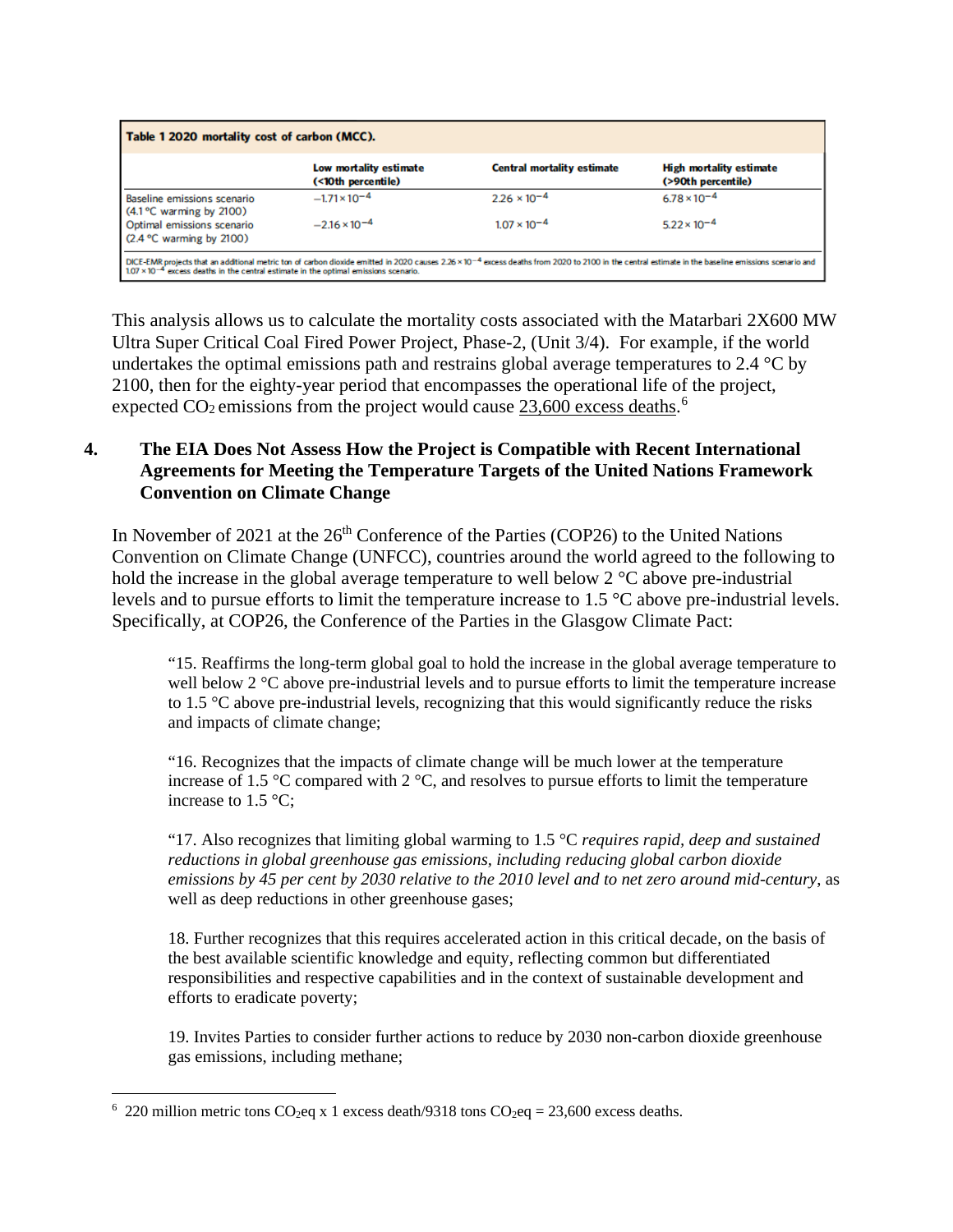**Table 1 2020 mortality cost of carbon (MCC).**

| | Low mortality estimate (<10th percentile) | Central mortality estimate | High mortality estimate (>90th percentile) |
|---|---|---|---|
| Baseline emissions scenario (4.1 °C warming by 2100) | $-1.71 \times 10^{-4}$ | $2.26 \times 10^{-4}$ | $6.78 \times 10^{-4}$ |
| Optimal emissions scenario (2.4 °C warming by 2100) | $-2.16 \times 10^{-4}$ | $1.07 \times 10^{-4}$ | $5.22 \times 10^{-4}$ |

DICE-EMR projects that an additional metric ton of carbon dioxide emitted in 2020 causes $2.26 \times 10^{-4}$ excess deaths from 2020 to 2100 in the central estimate in the baseline emissions scenario and $1.07 \times 10^{-4}$ excess deaths in the central estimate in the optimal emissions scenario.

This analysis allows us to calculate the mortality costs associated with the Matarbari 2X600 MW Ultra Super Critical Coal Fired Power Project, Phase-2, (Unit 3/4). For example, if the world undertakes the optimal emissions path and restrains global average temperatures to 2.4 °C by 2100, then for the eighty-year period that encompasses the operational life of the project, expected $CO_2$ emissions from the project would cause 23,600 excess deaths.[6]

## 4. The EIA Does Not Assess How the Project is Compatible with Recent International Agreements for Meeting the Temperature Targets of the United Nations Framework Convention on Climate Change

In November of 2021 at the 26th Conference of the Parties (COP26) to the United Nations Convention on Climate Change (UNFCC), countries around the world agreed to the following to hold the increase in the global average temperature to well below 2 °C above pre-industrial levels and to pursue efforts to limit the temperature increase to 1.5 °C above pre-industrial levels. Specifically, at COP26, the Conference of the Parties in the Glasgow Climate Pact:

> "15. Reaffirms the long-term global goal to hold the increase in the global average temperature to well below 2 °C above pre-industrial levels and to pursue efforts to limit the temperature increase to 1.5 °C above pre-industrial levels, recognizing that this would significantly reduce the risks and impacts of climate change;
>
> "16. Recognizes that the impacts of climate change will be much lower at the temperature increase of 1.5 °C compared with 2 °C, and resolves to pursue efforts to limit the temperature increase to 1.5 °C;
>
> "17. Also recognizes that limiting global warming to 1.5 °C *requires rapid, deep and sustained reductions in global greenhouse gas emissions, including reducing global carbon dioxide emissions by 45 per cent by 2030 relative to the 2010 level and to net zero around mid-century*, as well as deep reductions in other greenhouse gases;
>
> 18. Further recognizes that this requires accelerated action in this critical decade, on the basis of the best available scientific knowledge and equity, reflecting common but differentiated responsibilities and respective capabilities and in the context of sustainable development and efforts to eradicate poverty;
>
> 19. Invites Parties to consider further actions to reduce by 2030 non-carbon dioxide greenhouse gas emissions, including methane;

[6] 220 million metric tons $CO_2eq$ x 1 excess death/9318 tons $CO_2eq$ = 23,600 excess deaths.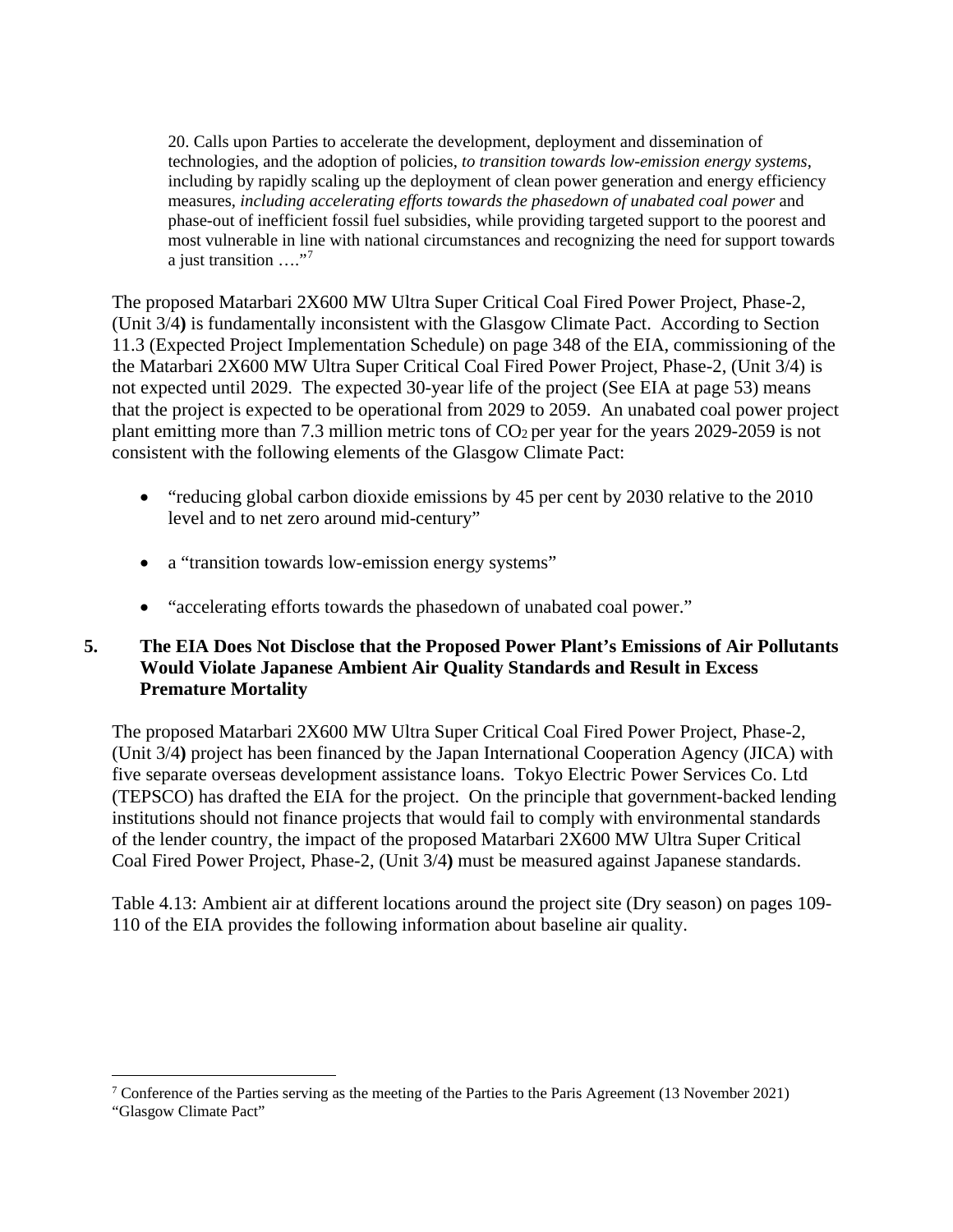> 20. Calls upon Parties to accelerate the development, deployment and dissemination of technologies, and the adoption of policies, *to transition towards low-emission energy systems*, including by rapidly scaling up the deployment of clean power generation and energy efficiency measures, *including accelerating efforts towards the phasedown of unabated coal power* and phase-out of inefficient fossil fuel subsidies, while providing targeted support to the poorest and most vulnerable in line with national circumstances and recognizing the need for support towards a just transition …."[7]

The proposed Matarbari 2X600 MW Ultra Super Critical Coal Fired Power Project, Phase-2, (Unit 3/4**)** is fundamentally inconsistent with the Glasgow Climate Pact. According to Section 11.3 (Expected Project Implementation Schedule) on page 348 of the EIA, commissioning of the the Matarbari 2X600 MW Ultra Super Critical Coal Fired Power Project, Phase-2, (Unit 3/4) is not expected until 2029. The expected 30-year life of the project (See EIA at page 53) means that the project is expected to be operational from 2029 to 2059. An unabated coal power project plant emitting more than 7.3 million metric tons of $CO_2$ per year for the years 2029-2059 is not consistent with the following elements of the Glasgow Climate Pact:

- "reducing global carbon dioxide emissions by 45 per cent by 2030 relative to the 2010 level and to net zero around mid-century"
- a "transition towards low-emission energy systems"
- "accelerating efforts towards the phasedown of unabated coal power."

## 5. The EIA Does Not Disclose that the Proposed Power Plant's Emissions of Air Pollutants Would Violate Japanese Ambient Air Quality Standards and Result in Excess Premature Mortality

The proposed Matarbari 2X600 MW Ultra Super Critical Coal Fired Power Project, Phase-2, (Unit 3/4**)** project has been financed by the Japan International Cooperation Agency (JICA) with five separate overseas development assistance loans. Tokyo Electric Power Services Co. Ltd (TEPSCO) has drafted the EIA for the project. On the principle that government-backed lending institutions should not finance projects that would fail to comply with environmental standards of the lender country, the impact of the proposed Matarbari 2X600 MW Ultra Super Critical Coal Fired Power Project, Phase-2, (Unit 3/4**)** must be measured against Japanese standards.

Table 4.13: Ambient air at different locations around the project site (Dry season) on pages 109-110 of the EIA provides the following information about baseline air quality.

---

[7] Conference of the Parties serving as the meeting of the Parties to the Paris Agreement (13 November 2021) "Glasgow Climate Pact"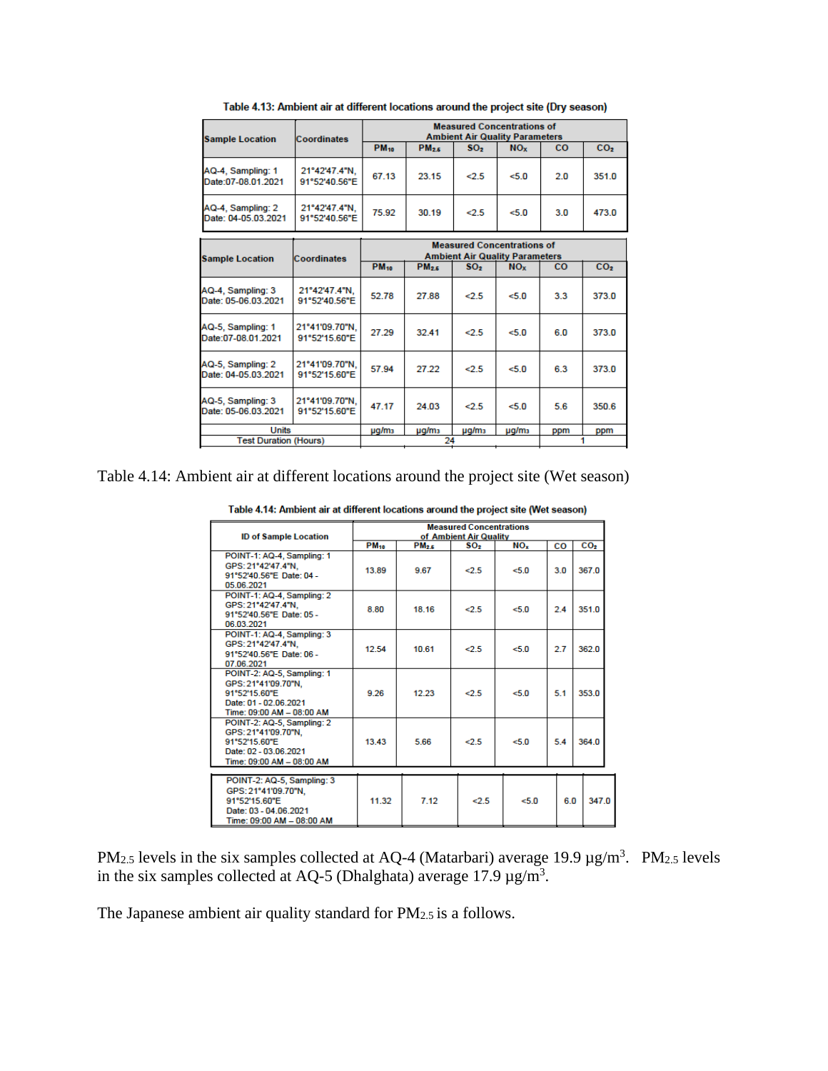Table 4.13: Ambient air at different locations around the project site (Dry season)

| Sample Location | Coordinates | Measured Concentrations of Ambient Air Quality Parameters | | | | | |
|---|---|---|---|---|---|---|---|
| | | $PM_{10}$ | $PM_{2.5}$ | $SO_2$ | $NO_X$ | CO | $CO_2$ |
| AQ-4, Sampling: 1 Date:07-08.01.2021 | 21°42'47.4"N, 91°52'40.56"E | 67.13 | 23.15 | <2.5 | <5.0 | 2.0 | 351.0 |
| AQ-4, Sampling: 2 Date: 04-05.03.2021 | 21°42'47.4"N, 91°52'40.56"E | 75.92 | 30.19 | <2.5 | <5.0 | 3.0 | 473.0 |
| AQ-4, Sampling: 3 Date: 05-06.03.2021 | 21°42'47.4"N, 91°52'40.56"E | 52.78 | 27.88 | <2.5 | <5.0 | 3.3 | 373.0 |
| AQ-5, Sampling: 1 Date:07-08.01.2021 | 21°41'09.70"N, 91°52'15.60"E | 27.29 | 32.41 | <2.5 | <5.0 | 6.0 | 373.0 |
| AQ-5, Sampling: 2 Date: 04-05.03.2021 | 21°41'09.70"N, 91°52'15.60"E | 57.94 | 27.22 | <2.5 | <5.0 | 6.3 | 373.0 |
| AQ-5, Sampling: 3 Date: 05-06.03.2021 | 21°41'09.70"N, 91°52'15.60"E | 47.17 | 24.03 | <2.5 | <5.0 | 5.6 | 350.6 |
| Units | | µg/m3 | µg/m3 | µg/m3 | µg/m3 | ppm | ppm |
| Test Duration (Hours) | | 24 | | | | 1 | |

Table 4.14: Ambient air at different locations around the project site (Wet season)

Table 4.14: Ambient air at different locations around the project site (Wet season)

| ID of Sample Location | Measured Concentrations of Ambient Air Quality | | | | | |
|---|---|---|---|---|---|---|
| | $PM_{10}$ | $PM_{2.5}$ | $SO_2$ | $NO_x$ | CO | $CO_2$ |
| POINT-1: AQ-4, Sampling: 1 GPS: 21°42'47.4"N, 91°52'40.56"E Date: 04 - 05.06.2021 | 13.89 | 9.67 | <2.5 | <5.0 | 3.0 | 367.0 |
| POINT-1: AQ-4, Sampling: 2 GPS: 21°42'47.4"N, 91°52'40.56"E Date: 05 - 06.03.2021 | 8.80 | 18.16 | <2.5 | <5.0 | 2.4 | 351.0 |
| POINT-1: AQ-4, Sampling: 3 GPS: 21°42'47.4"N, 91°52'40.56"E Date: 06 - 07.06.2021 | 12.54 | 10.61 | <2.5 | <5.0 | 2.7 | 362.0 |
| POINT-2: AQ-5, Sampling: 1 GPS: 21°41'09.70"N, 91°52'15.60"E Date: 01 - 02.06.2021 Time: 09:00 AM – 08:00 AM | 9.26 | 12.23 | <2.5 | <5.0 | 5.1 | 353.0 |
| POINT-2: AQ-5, Sampling: 2 GPS: 21°41'09.70"N, 91°52'15.60"E Date: 02 - 03.06.2021 Time: 09:00 AM – 08:00 AM | 13.43 | 5.66 | <2.5 | <5.0 | 5.4 | 364.0 |
| POINT-2: AQ-5, Sampling: 3 GPS: 21°41'09.70"N, 91°52'15.60"E Date: 03 - 04.06.2021 Time: 09:00 AM – 08:00 AM | 11.32 | 7.12 | <2.5 | <5.0 | 6.0 | 347.0 |

$PM_{2.5}$ levels in the six samples collected at AQ-4 (Matarbari) average 19.9 µg/m$^3$. $PM_{2.5}$ levels in the six samples collected at AQ-5 (Dhalghata) average 17.9 µg/m$^3$.

The Japanese ambient air quality standard for $PM_{2.5}$ is a follows.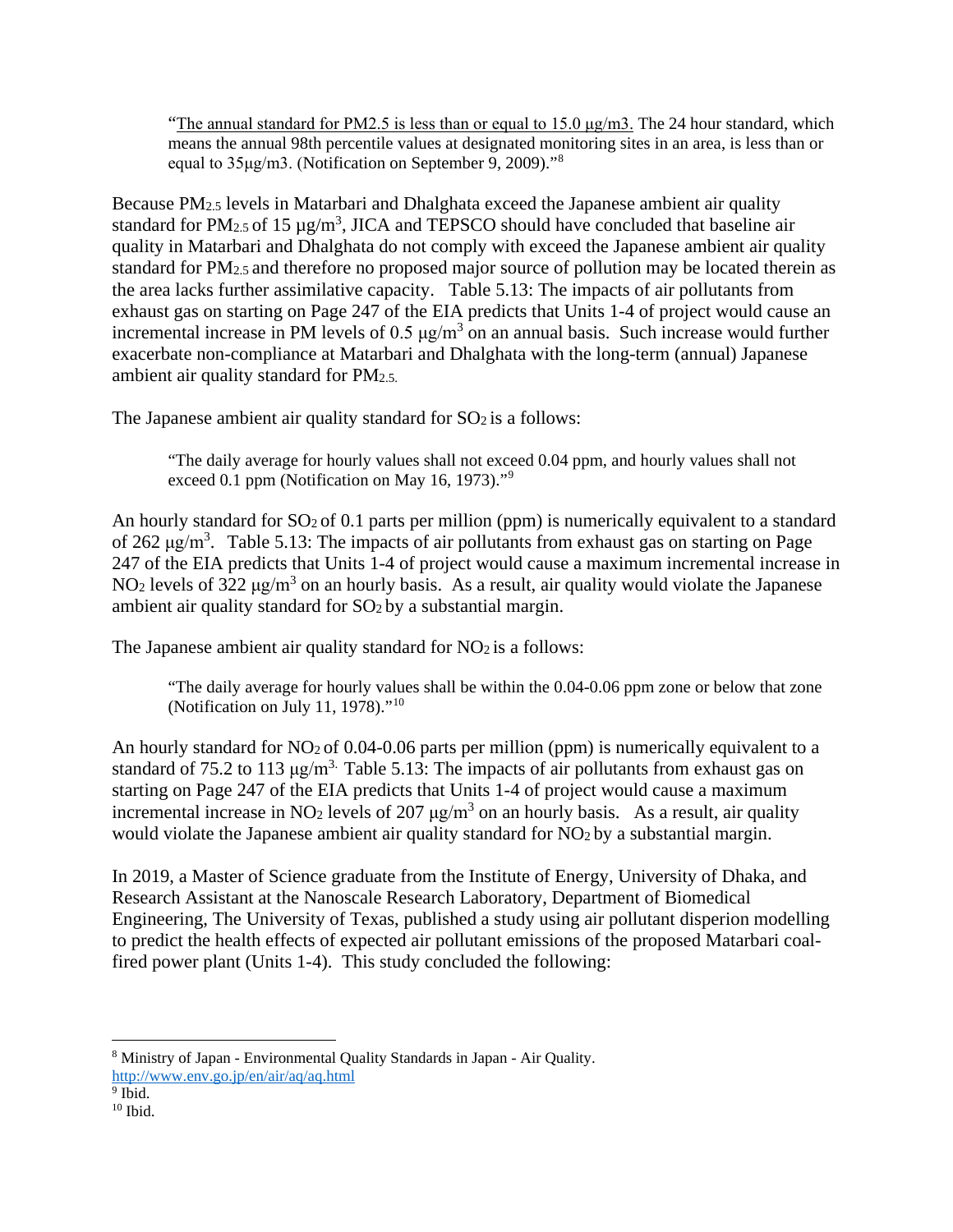> "The annual standard for PM2.5 is less than or equal to 15.0 μg/m3. The 24 hour standard, which means the annual 98th percentile values at designated monitoring sites in an area, is less than or equal to 35μg/m3. (Notification on September 9, 2009)."[8]

Because $PM_{2.5}$ levels in Matarbari and Dhalghata exceed the Japanese ambient air quality standard for $PM_{2.5}$ of 15 μg/m$^3$, JICA and TEPSCO should have concluded that baseline air quality in Matarbari and Dhalghata do not comply with exceed the Japanese ambient air quality standard for $PM_{2.5}$ and therefore no proposed major source of pollution may be located therein as the area lacks further assimilative capacity. Table 5.13: The impacts of air pollutants from exhaust gas on starting on Page 247 of the EIA predicts that Units 1-4 of project would cause an incremental increase in PM levels of 0.5 μg/m$^3$ on an annual basis. Such increase would further exacerbate non-compliance at Matarbari and Dhalghata with the long-term (annual) Japanese ambient air quality standard for $PM_{2.5.}$

The Japanese ambient air quality standard for $SO_2$ is a follows:

> "The daily average for hourly values shall not exceed 0.04 ppm, and hourly values shall not exceed 0.1 ppm (Notification on May 16, 1973)."[9]

An hourly standard for $SO_2$ of 0.1 parts per million (ppm) is numerically equivalent to a standard of 262 μg/m$^3$. Table 5.13: The impacts of air pollutants from exhaust gas on starting on Page 247 of the EIA predicts that Units 1-4 of project would cause a maximum incremental increase in $NO_2$ levels of 322 μg/m$^3$ on an hourly basis. As a result, air quality would violate the Japanese ambient air quality standard for $SO_2$ by a substantial margin.

The Japanese ambient air quality standard for $NO_2$ is a follows:

> "The daily average for hourly values shall be within the 0.04-0.06 ppm zone or below that zone (Notification on July 11, 1978)."[10]

An hourly standard for $NO_2$ of 0.04-0.06 parts per million (ppm) is numerically equivalent to a standard of 75.2 to 113 μg/m$^{3.}$ Table 5.13: The impacts of air pollutants from exhaust gas on starting on Page 247 of the EIA predicts that Units 1-4 of project would cause a maximum incremental increase in $NO_2$ levels of 207 μg/m$^3$ on an hourly basis. As a result, air quality would violate the Japanese ambient air quality standard for $NO_2$ by a substantial margin.

In 2019, a Master of Science graduate from the Institute of Energy, University of Dhaka, and Research Assistant at the Nanoscale Research Laboratory, Department of Biomedical Engineering, The University of Texas, published a study using air pollutant disperion modelling to predict the health effects of expected air pollutant emissions of the proposed Matarbari coal-fired power plant (Units 1-4). This study concluded the following:

---

[8] Ministry of Japan - Environmental Quality Standards in Japan - Air Quality. http://www.env.go.jp/en/air/aq/aq.html

[9] Ibid.

[10] Ibid.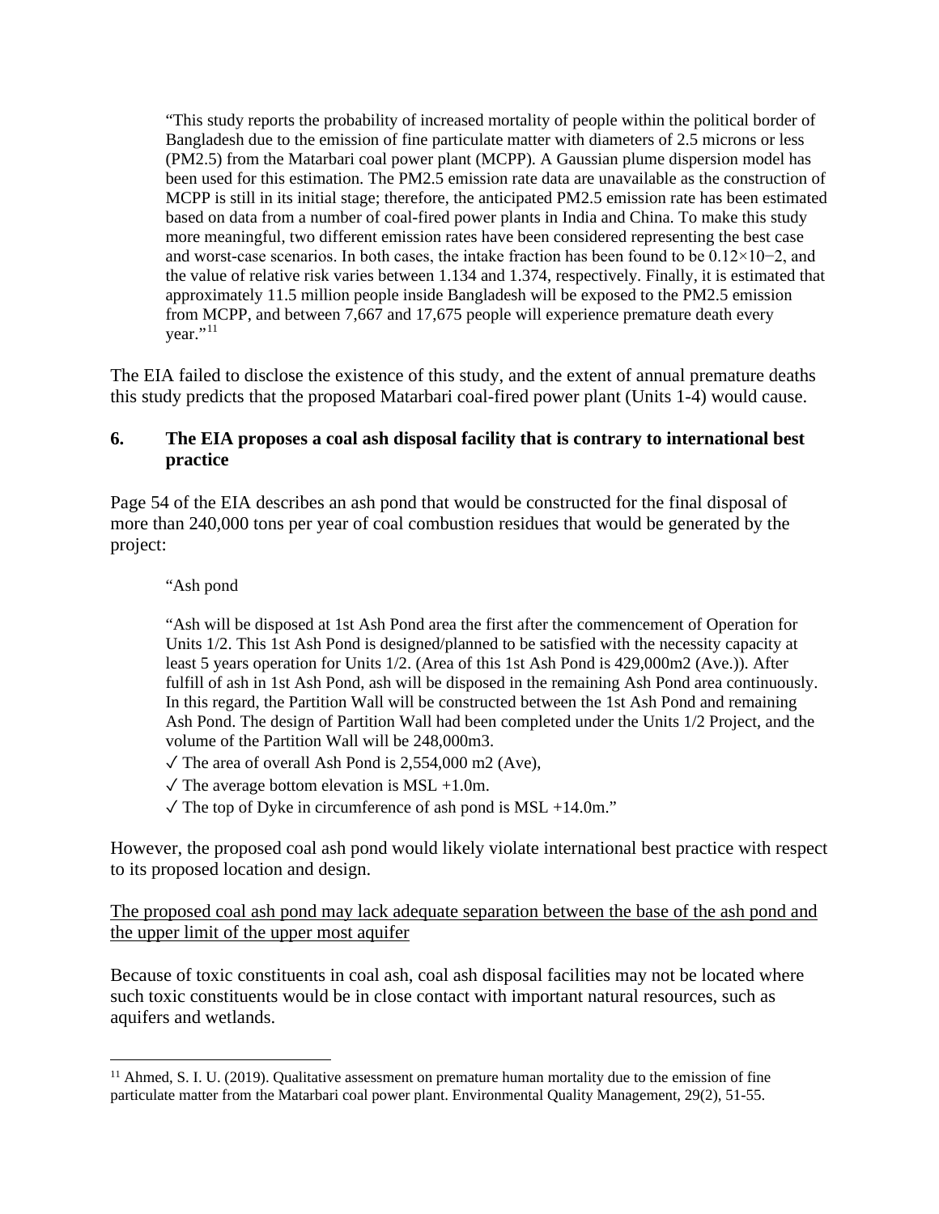> "This study reports the probability of increased mortality of people within the political border of Bangladesh due to the emission of fine particulate matter with diameters of 2.5 microns or less (PM2.5) from the Matarbari coal power plant (MCPP). A Gaussian plume dispersion model has been used for this estimation. The PM2.5 emission rate data are unavailable as the construction of MCPP is still in its initial stage; therefore, the anticipated PM2.5 emission rate has been estimated based on data from a number of coal-fired power plants in India and China. To make this study more meaningful, two different emission rates have been considered representing the best case and worst-case scenarios. In both cases, the intake fraction has been found to be $0.12\times10^{-2}$, and the value of relative risk varies between 1.134 and 1.374, respectively. Finally, it is estimated that approximately 11.5 million people inside Bangladesh will be exposed to the PM2.5 emission from MCPP, and between 7,667 and 17,675 people will experience premature death every year."[11]

The EIA failed to disclose the existence of this study, and the extent of annual premature deaths this study predicts that the proposed Matarbari coal-fired power plant (Units 1-4) would cause.

### 6. The EIA proposes a coal ash disposal facility that is contrary to international best practice

Page 54 of the EIA describes an ash pond that would be constructed for the final disposal of more than 240,000 tons per year of coal combustion residues that would be generated by the project:

> "Ash pond
>
> "Ash will be disposed at 1st Ash Pond area the first after the commencement of Operation for Units 1/2. This 1st Ash Pond is designed/planned to be satisfied with the necessity capacity at least 5 years operation for Units 1/2. (Area of this 1st Ash Pond is 429,000m2 (Ave.)). After fulfill of ash in 1st Ash Pond, ash will be disposed in the remaining Ash Pond area continuously. In this regard, the Partition Wall will be constructed between the 1st Ash Pond and remaining Ash Pond. The design of Partition Wall had been completed under the Units 1/2 Project, and the volume of the Partition Wall will be 248,000m3.
>
> ✓ The area of overall Ash Pond is 2,554,000 m2 (Ave),
>
> ✓ The average bottom elevation is MSL +1.0m.
>
> ✓ The top of Dyke in circumference of ash pond is MSL +14.0m."

However, the proposed coal ash pond would likely violate international best practice with respect to its proposed location and design.

<u>The proposed coal ash pond may lack adequate separation between the base of the ash pond and the upper limit of the upper most aquifer</u>

Because of toxic constituents in coal ash, coal ash disposal facilities may not be located where such toxic constituents would be in close contact with important natural resources, such as aquifers and wetlands.

---

[11] Ahmed, S. I. U. (2019). Qualitative assessment on premature human mortality due to the emission of fine particulate matter from the Matarbari coal power plant. Environmental Quality Management, 29(2), 51-55.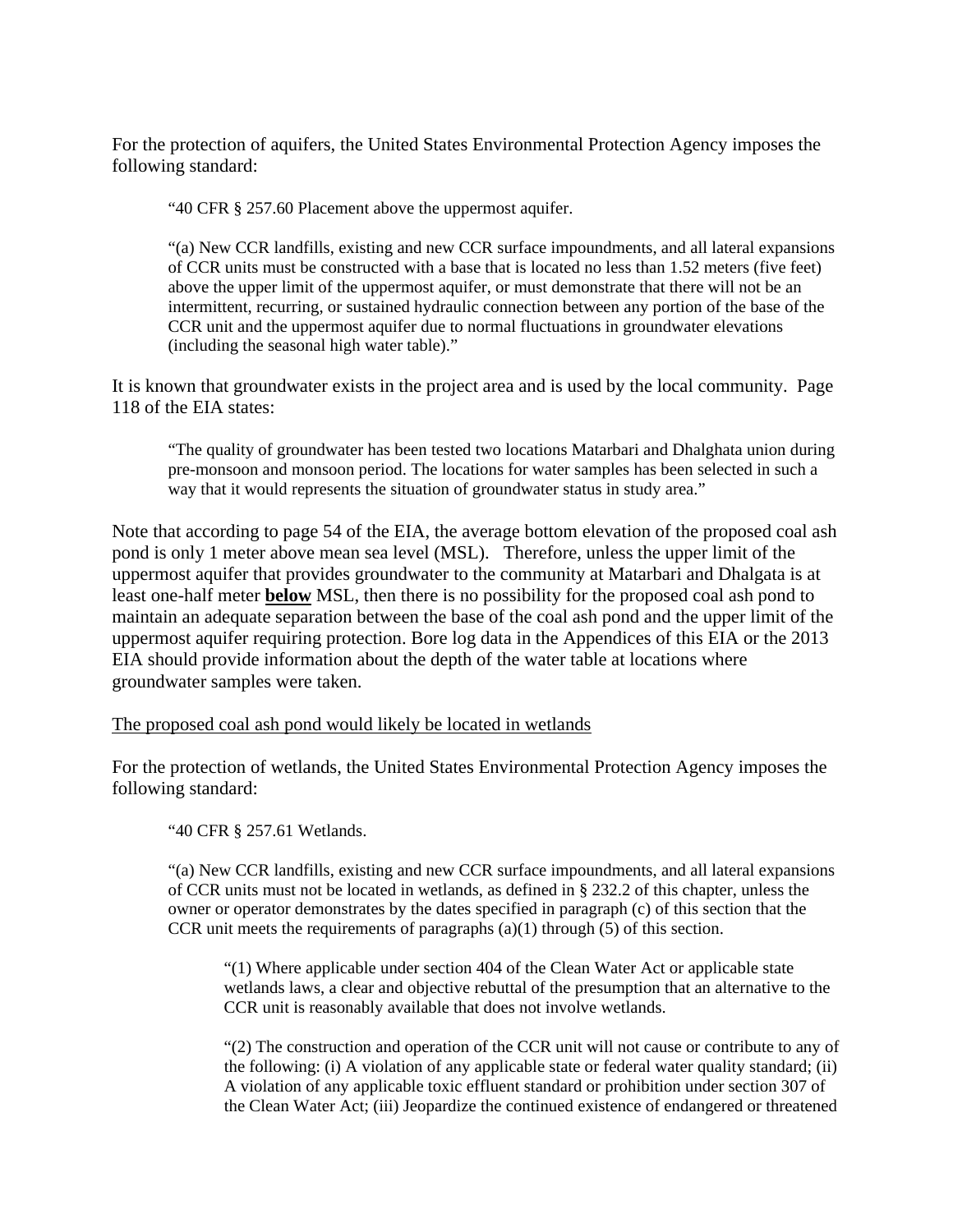For the protection of aquifers, the United States Environmental Protection Agency imposes the following standard:

> "40 CFR § 257.60 Placement above the uppermost aquifer.
>
> "(a) New CCR landfills, existing and new CCR surface impoundments, and all lateral expansions of CCR units must be constructed with a base that is located no less than 1.52 meters (five feet) above the upper limit of the uppermost aquifer, or must demonstrate that there will not be an intermittent, recurring, or sustained hydraulic connection between any portion of the base of the CCR unit and the uppermost aquifer due to normal fluctuations in groundwater elevations (including the seasonal high water table)."

It is known that groundwater exists in the project area and is used by the local community. Page 118 of the EIA states:

> "The quality of groundwater has been tested two locations Matarbari and Dhalghata union during pre-monsoon and monsoon period. The locations for water samples has been selected in such a way that it would represents the situation of groundwater status in study area."

Note that according to page 54 of the EIA, the average bottom elevation of the proposed coal ash pond is only 1 meter above mean sea level (MSL). Therefore, unless the upper limit of the uppermost aquifer that provides groundwater to the community at Matarbari and Dhalgata is at least one-half meter ***below*** MSL, then there is no possibility for the proposed coal ash pond to maintain an adequate separation between the base of the coal ash pond and the upper limit of the uppermost aquifer requiring protection. Bore log data in the Appendices of this EIA or the 2013 EIA should provide information about the depth of the water table at locations where groundwater samples were taken.

<u>The proposed coal ash pond would likely be located in wetlands</u>

For the protection of wetlands, the United States Environmental Protection Agency imposes the following standard:

> "40 CFR § 257.61 Wetlands.
>
> "(a) New CCR landfills, existing and new CCR surface impoundments, and all lateral expansions of CCR units must not be located in wetlands, as defined in § 232.2 of this chapter, unless the owner or operator demonstrates by the dates specified in paragraph (c) of this section that the CCR unit meets the requirements of paragraphs (a)(1) through (5) of this section.
>
>> "(1) Where applicable under section 404 of the Clean Water Act or applicable state wetlands laws, a clear and objective rebuttal of the presumption that an alternative to the CCR unit is reasonably available that does not involve wetlands.
>>
>> "(2) The construction and operation of the CCR unit will not cause or contribute to any of the following: (i) A violation of any applicable state or federal water quality standard; (ii) A violation of any applicable toxic effluent standard or prohibition under section 307 of the Clean Water Act; (iii) Jeopardize the continued existence of endangered or threatened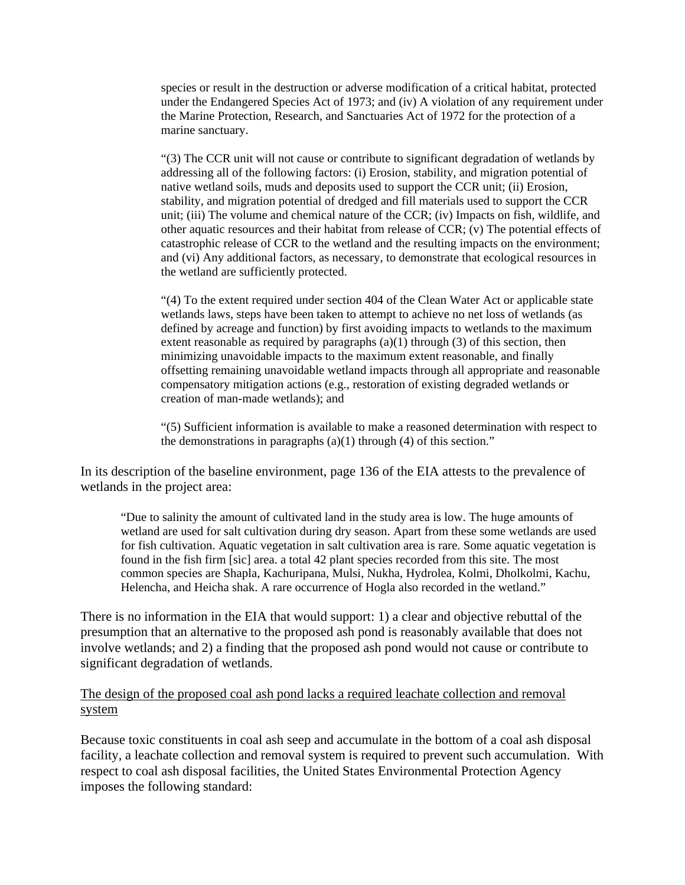> species or result in the destruction or adverse modification of a critical habitat, protected under the Endangered Species Act of 1973; and (iv) A violation of any requirement under the Marine Protection, Research, and Sanctuaries Act of 1972 for the protection of a marine sanctuary.
>
> "(3) The CCR unit will not cause or contribute to significant degradation of wetlands by addressing all of the following factors: (i) Erosion, stability, and migration potential of native wetland soils, muds and deposits used to support the CCR unit; (ii) Erosion, stability, and migration potential of dredged and fill materials used to support the CCR unit; (iii) The volume and chemical nature of the CCR; (iv) Impacts on fish, wildlife, and other aquatic resources and their habitat from release of CCR; (v) The potential effects of catastrophic release of CCR to the wetland and the resulting impacts on the environment; and (vi) Any additional factors, as necessary, to demonstrate that ecological resources in the wetland are sufficiently protected.
>
> "(4) To the extent required under section 404 of the Clean Water Act or applicable state wetlands laws, steps have been taken to attempt to achieve no net loss of wetlands (as defined by acreage and function) by first avoiding impacts to wetlands to the maximum extent reasonable as required by paragraphs (a)(1) through (3) of this section, then minimizing unavoidable impacts to the maximum extent reasonable, and finally offsetting remaining unavoidable wetland impacts through all appropriate and reasonable compensatory mitigation actions (e.g., restoration of existing degraded wetlands or creation of man-made wetlands); and
>
> "(5) Sufficient information is available to make a reasoned determination with respect to the demonstrations in paragraphs (a)(1) through (4) of this section."

In its description of the baseline environment, page 136 of the EIA attests to the prevalence of wetlands in the project area:

> "Due to salinity the amount of cultivated land in the study area is low. The huge amounts of wetland are used for salt cultivation during dry season. Apart from these some wetlands are used for fish cultivation. Aquatic vegetation in salt cultivation area is rare. Some aquatic vegetation is found in the fish firm [sic] area. a total 42 plant species recorded from this site. The most common species are Shapla, Kachuripana, Mulsi, Nukha, Hydrolea, Kolmi, Dholkolmi, Kachu, Helencha, and Heicha shak. A rare occurrence of Hogla also recorded in the wetland."

There is no information in the EIA that would support: 1) a clear and objective rebuttal of the presumption that an alternative to the proposed ash pond is reasonably available that does not involve wetlands; and 2) a finding that the proposed ash pond would not cause or contribute to significant degradation of wetlands.

<u>The design of the proposed coal ash pond lacks a required leachate collection and removal system</u>

Because toxic constituents in coal ash seep and accumulate in the bottom of a coal ash disposal facility, a leachate collection and removal system is required to prevent such accumulation. With respect to coal ash disposal facilities, the United States Environmental Protection Agency imposes the following standard: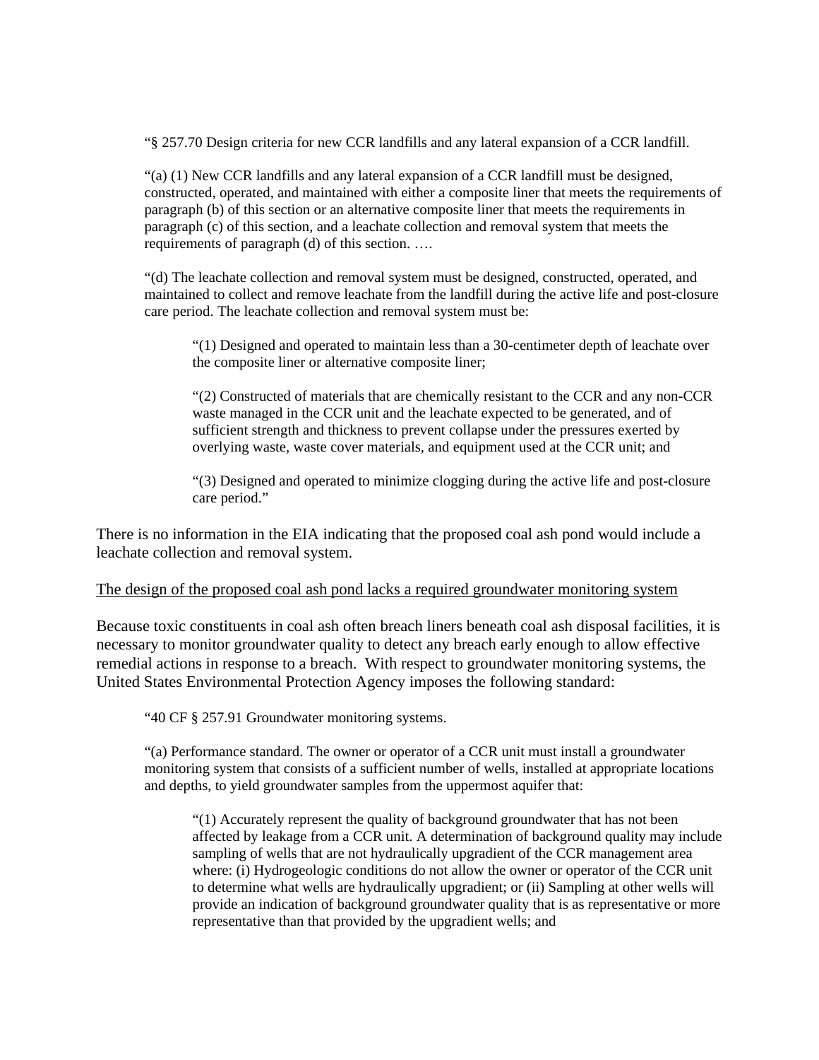> "§ 257.70 Design criteria for new CCR landfills and any lateral expansion of a CCR landfill.
>
> "(a) (1) New CCR landfills and any lateral expansion of a CCR landfill must be designed, constructed, operated, and maintained with either a composite liner that meets the requirements of paragraph (b) of this section or an alternative composite liner that meets the requirements in paragraph (c) of this section, and a leachate collection and removal system that meets the requirements of paragraph (d) of this section. ….
>
> "(d) The leachate collection and removal system must be designed, constructed, operated, and maintained to collect and remove leachate from the landfill during the active life and post-closure care period. The leachate collection and removal system must be:
>
>> "(1) Designed and operated to maintain less than a 30-centimeter depth of leachate over the composite liner or alternative composite liner;
>>
>> "(2) Constructed of materials that are chemically resistant to the CCR and any non-CCR waste managed in the CCR unit and the leachate expected to be generated, and of sufficient strength and thickness to prevent collapse under the pressures exerted by overlying waste, waste cover materials, and equipment used at the CCR unit; and
>>
>> "(3) Designed and operated to minimize clogging during the active life and post-closure care period."

There is no information in the EIA indicating that the proposed coal ash pond would include a leachate collection and removal system.

<u>The design of the proposed coal ash pond lacks a required groundwater monitoring system</u>

Because toxic constituents in coal ash often breach liners beneath coal ash disposal facilities, it is necessary to monitor groundwater quality to detect any breach early enough to allow effective remedial actions in response to a breach. With respect to groundwater monitoring systems, the United States Environmental Protection Agency imposes the following standard:

> "40 CF § 257.91 Groundwater monitoring systems.
>
> "(a) Performance standard. The owner or operator of a CCR unit must install a groundwater monitoring system that consists of a sufficient number of wells, installed at appropriate locations and depths, to yield groundwater samples from the uppermost aquifer that:
>
>> "(1) Accurately represent the quality of background groundwater that has not been affected by leakage from a CCR unit. A determination of background quality may include sampling of wells that are not hydraulically upgradient of the CCR management area where: (i) Hydrogeologic conditions do not allow the owner or operator of the CCR unit to determine what wells are hydraulically upgradient; or (ii) Sampling at other wells will provide an indication of background groundwater quality that is as representative or more representative than that provided by the upgradient wells; and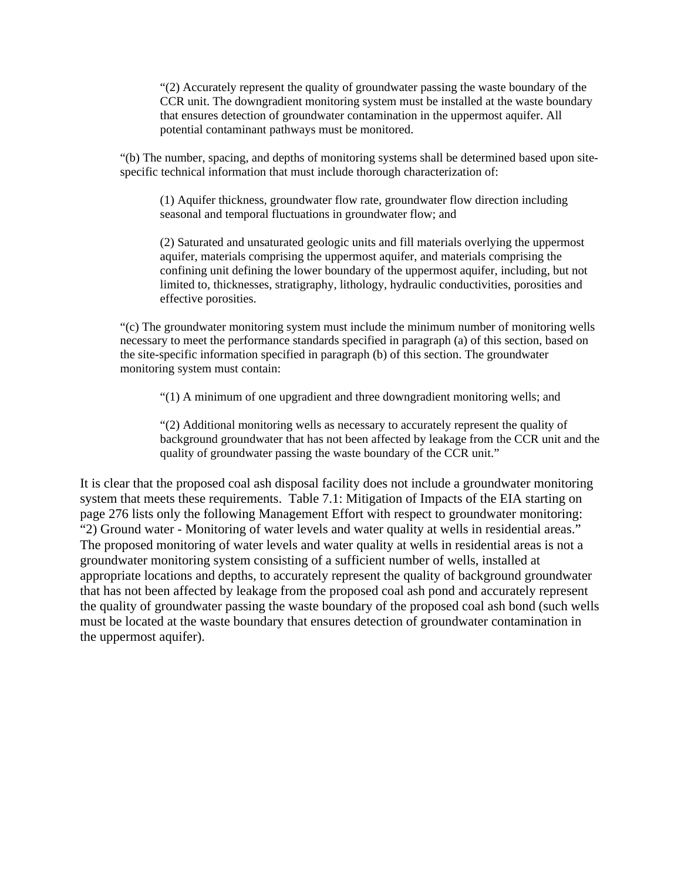> “(2) Accurately represent the quality of groundwater passing the waste boundary of the CCR unit. The downgradient monitoring system must be installed at the waste boundary that ensures detection of groundwater contamination in the uppermost aquifer. All potential contaminant pathways must be monitored.
>
> “(b) The number, spacing, and depths of monitoring systems shall be determined based upon site-specific technical information that must include thorough characterization of:
>
> (1) Aquifer thickness, groundwater flow rate, groundwater flow direction including seasonal and temporal fluctuations in groundwater flow; and
>
> (2) Saturated and unsaturated geologic units and fill materials overlying the uppermost aquifer, materials comprising the uppermost aquifer, and materials comprising the confining unit defining the lower boundary of the uppermost aquifer, including, but not limited to, thicknesses, stratigraphy, lithology, hydraulic conductivities, porosities and effective porosities.
>
> “(c) The groundwater monitoring system must include the minimum number of monitoring wells necessary to meet the performance standards specified in paragraph (a) of this section, based on the site-specific information specified in paragraph (b) of this section. The groundwater monitoring system must contain:
>
> “(1) A minimum of one upgradient and three downgradient monitoring wells; and
>
> “(2) Additional monitoring wells as necessary to accurately represent the quality of background groundwater that has not been affected by leakage from the CCR unit and the quality of groundwater passing the waste boundary of the CCR unit.”

It is clear that the proposed coal ash disposal facility does not include a groundwater monitoring system that meets these requirements. Table 7.1: Mitigation of Impacts of the EIA starting on page 276 lists only the following Management Effort with respect to groundwater monitoring: “2) Ground water - Monitoring of water levels and water quality at wells in residential areas.” The proposed monitoring of water levels and water quality at wells in residential areas is not a groundwater monitoring system consisting of a sufficient number of wells, installed at appropriate locations and depths, to accurately represent the quality of background groundwater that has not been affected by leakage from the proposed coal ash pond and accurately represent the quality of groundwater passing the waste boundary of the proposed coal ash bond (such wells must be located at the waste boundary that ensures detection of groundwater contamination in the uppermost aquifer).